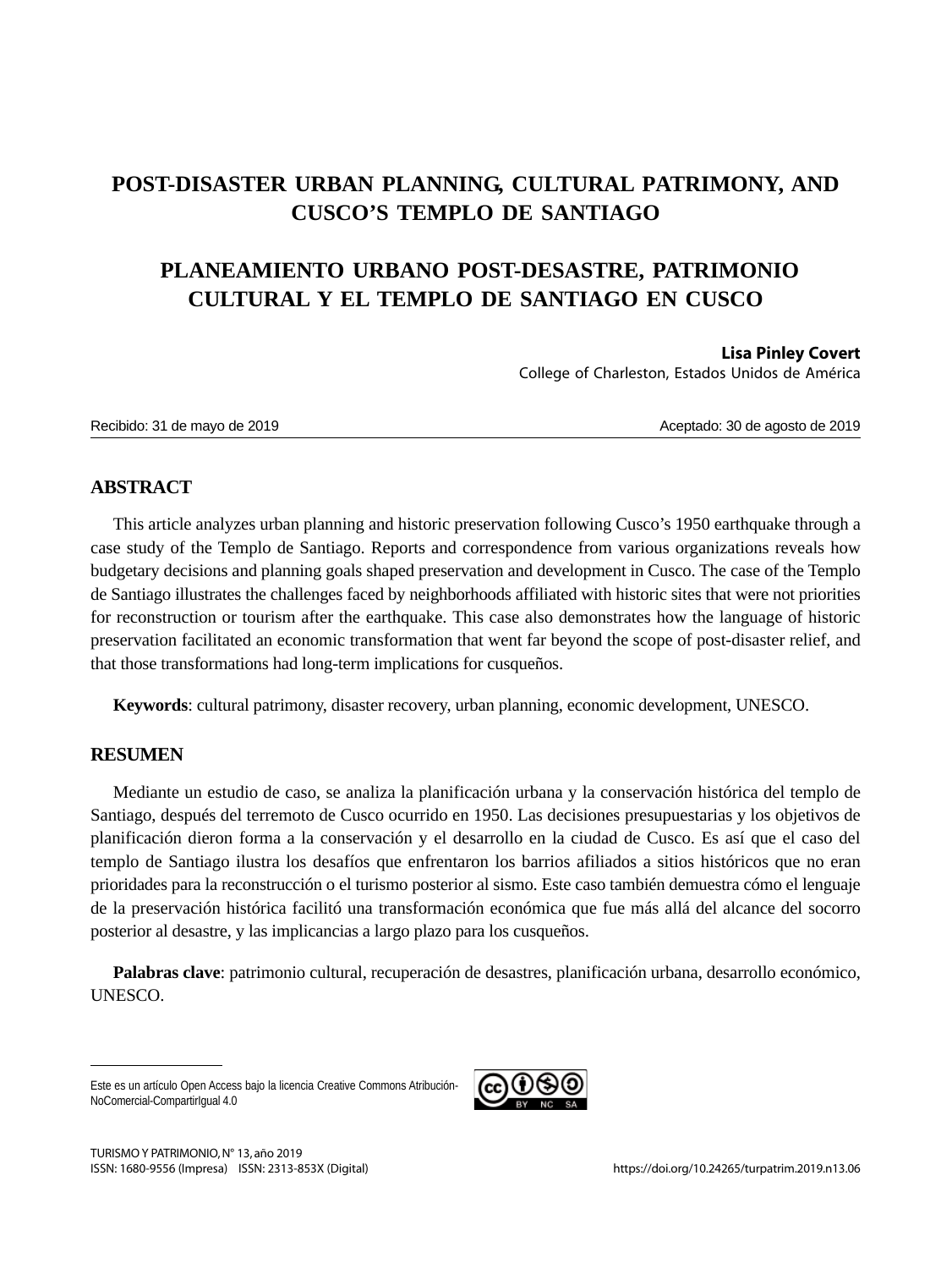# POST-DISASTER URBAN PLANNING, CULTURAL PATRIMONY, AND CUSCO'S TEMPLO DE SANTIAGO

# PLANEAMIENTO URBANO POST-DESASTRE, PATRIMONIO CULTURAL Y EL TEMPLO DE SANTIAGO EN CUSCO

**Lisa Pinley Covert**
College of Charleston, Estados Unidos de América

Recibido: 31 de mayo de 2019 | Aceptado: 30 de agosto de 2019

## ABSTRACT

This article analyzes urban planning and historic preservation following Cusco's 1950 earthquake through a case study of the Templo de Santiago. Reports and correspondence from various organizations reveals how budgetary decisions and planning goals shaped preservation and development in Cusco. The case of the Templo de Santiago illustrates the challenges faced by neighborhoods affiliated with historic sites that were not priorities for reconstruction or tourism after the earthquake. This case also demonstrates how the language of historic preservation facilitated an economic transformation that went far beyond the scope of post-disaster relief, and that those transformations had long-term implications for cusqueños.

**Keywords**: cultural patrimony, disaster recovery, urban planning, economic development, UNESCO.

## RESUMEN

Mediante un estudio de caso, se analiza la planificación urbana y la conservación histórica del templo de Santiago, después del terremoto de Cusco ocurrido en 1950. Las decisiones presupuestarias y los objetivos de planificación dieron forma a la conservación y el desarrollo en la ciudad de Cusco. Es así que el caso del templo de Santiago ilustra los desafíos que enfrentaron los barrios afiliados a sitios históricos que no eran prioridades para la reconstrucción o el turismo posterior al sismo. Este caso también demuestra cómo el lenguaje de la preservación histórica facilitó una transformación económica que fue más allá del alcance del socorro posterior al desastre, y las implicancias a largo plazo para los cusqueños.

**Palabras clave**: patrimonio cultural, recuperación de desastres, planificación urbana, desarrollo económico, UNESCO.

---

Este es un artículo Open Access bajo la licencia Creative Commons Atribución-NoComercial-CompartirIgual 4.0

TURISMO Y PATRIMONIO, N° 13, año 2019
ISSN: 1680-9556 (Impresa) ISSN: 2313-853X (Digital)
https://doi.org/10.24265/turpatrim.2019.n13.06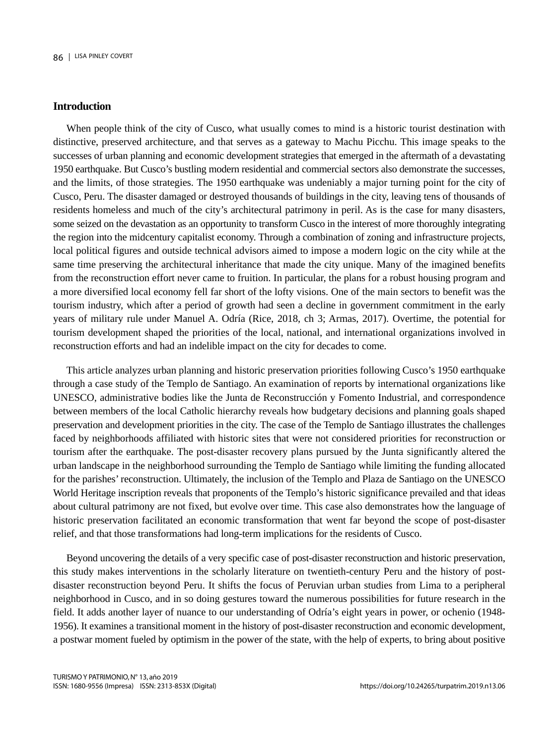## Introduction

When people think of the city of Cusco, what usually comes to mind is a historic tourist destination with distinctive, preserved architecture, and that serves as a gateway to Machu Picchu. This image speaks to the successes of urban planning and economic development strategies that emerged in the aftermath of a devastating 1950 earthquake. But Cusco's bustling modern residential and commercial sectors also demonstrate the successes, and the limits, of those strategies. The 1950 earthquake was undeniably a major turning point for the city of Cusco, Peru. The disaster damaged or destroyed thousands of buildings in the city, leaving tens of thousands of residents homeless and much of the city's architectural patrimony in peril. As is the case for many disasters, some seized on the devastation as an opportunity to transform Cusco in the interest of more thoroughly integrating the region into the midcentury capitalist economy. Through a combination of zoning and infrastructure projects, local political figures and outside technical advisors aimed to impose a modern logic on the city while at the same time preserving the architectural inheritance that made the city unique. Many of the imagined benefits from the reconstruction effort never came to fruition. In particular, the plans for a robust housing program and a more diversified local economy fell far short of the lofty visions. One of the main sectors to benefit was the tourism industry, which after a period of growth had seen a decline in government commitment in the early years of military rule under Manuel A. Odría (Rice, 2018, ch 3; Armas, 2017). Overtime, the potential for tourism development shaped the priorities of the local, national, and international organizations involved in reconstruction efforts and had an indelible impact on the city for decades to come.

This article analyzes urban planning and historic preservation priorities following Cusco's 1950 earthquake through a case study of the Templo de Santiago. An examination of reports by international organizations like UNESCO, administrative bodies like the Junta de Reconstrucción y Fomento Industrial, and correspondence between members of the local Catholic hierarchy reveals how budgetary decisions and planning goals shaped preservation and development priorities in the city. The case of the Templo de Santiago illustrates the challenges faced by neighborhoods affiliated with historic sites that were not considered priorities for reconstruction or tourism after the earthquake. The post-disaster recovery plans pursued by the Junta significantly altered the urban landscape in the neighborhood surrounding the Templo de Santiago while limiting the funding allocated for the parishes' reconstruction. Ultimately, the inclusion of the Templo and Plaza de Santiago on the UNESCO World Heritage inscription reveals that proponents of the Templo's historic significance prevailed and that ideas about cultural patrimony are not fixed, but evolve over time. This case also demonstrates how the language of historic preservation facilitated an economic transformation that went far beyond the scope of post-disaster relief, and that those transformations had long-term implications for the residents of Cusco.

Beyond uncovering the details of a very specific case of post-disaster reconstruction and historic preservation, this study makes interventions in the scholarly literature on twentieth-century Peru and the history of post-disaster reconstruction beyond Peru. It shifts the focus of Peruvian urban studies from Lima to a peripheral neighborhood in Cusco, and in so doing gestures toward the numerous possibilities for future research in the field. It adds another layer of nuance to our understanding of Odría's eight years in power, or ochenio (1948-1956). It examines a transitional moment in the history of post-disaster reconstruction and economic development, a postwar moment fueled by optimism in the power of the state, with the help of experts, to bring about positive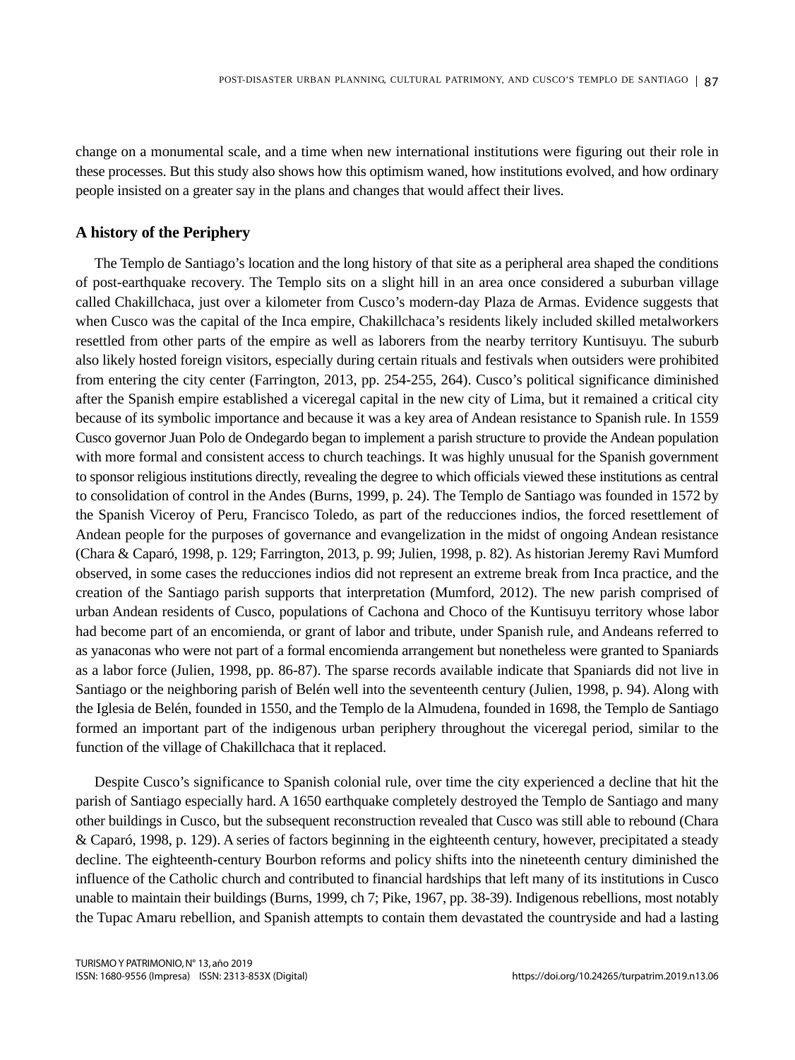change on a monumental scale, and a time when new international institutions were figuring out their role in these processes. But this study also shows how this optimism waned, how institutions evolved, and how ordinary people insisted on a greater say in the plans and changes that would affect their lives.

## A history of the Periphery

The Templo de Santiago's location and the long history of that site as a peripheral area shaped the conditions of post-earthquake recovery. The Templo sits on a slight hill in an area once considered a suburban village called Chakillchaca, just over a kilometer from Cusco's modern-day Plaza de Armas. Evidence suggests that when Cusco was the capital of the Inca empire, Chakillchaca's residents likely included skilled metalworkers resettled from other parts of the empire as well as laborers from the nearby territory Kuntisuyu. The suburb also likely hosted foreign visitors, especially during certain rituals and festivals when outsiders were prohibited from entering the city center (Farrington, 2013, pp. 254-255, 264). Cusco's political significance diminished after the Spanish empire established a viceregal capital in the new city of Lima, but it remained a critical city because of its symbolic importance and because it was a key area of Andean resistance to Spanish rule. In 1559 Cusco governor Juan Polo de Ondegardo began to implement a parish structure to provide the Andean population with more formal and consistent access to church teachings. It was highly unusual for the Spanish government to sponsor religious institutions directly, revealing the degree to which officials viewed these institutions as central to consolidation of control in the Andes (Burns, 1999, p. 24). The Templo de Santiago was founded in 1572 by the Spanish Viceroy of Peru, Francisco Toledo, as part of the reducciones indios, the forced resettlement of Andean people for the purposes of governance and evangelization in the midst of ongoing Andean resistance (Chara & Caparó, 1998, p. 129; Farrington, 2013, p. 99; Julien, 1998, p. 82). As historian Jeremy Ravi Mumford observed, in some cases the reducciones indios did not represent an extreme break from Inca practice, and the creation of the Santiago parish supports that interpretation (Mumford, 2012). The new parish comprised of urban Andean residents of Cusco, populations of Cachona and Choco of the Kuntisuyu territory whose labor had become part of an encomienda, or grant of labor and tribute, under Spanish rule, and Andeans referred to as yanaconas who were not part of a formal encomienda arrangement but nonetheless were granted to Spaniards as a labor force (Julien, 1998, pp. 86-87). The sparse records available indicate that Spaniards did not live in Santiago or the neighboring parish of Belén well into the seventeenth century (Julien, 1998, p. 94). Along with the Iglesia de Belén, founded in 1550, and the Templo de la Almudena, founded in 1698, the Templo de Santiago formed an important part of the indigenous urban periphery throughout the viceregal period, similar to the function of the village of Chakillchaca that it replaced.

Despite Cusco's significance to Spanish colonial rule, over time the city experienced a decline that hit the parish of Santiago especially hard. A 1650 earthquake completely destroyed the Templo de Santiago and many other buildings in Cusco, but the subsequent reconstruction revealed that Cusco was still able to rebound (Chara & Caparó, 1998, p. 129). A series of factors beginning in the eighteenth century, however, precipitated a steady decline. The eighteenth-century Bourbon reforms and policy shifts into the nineteenth century diminished the influence of the Catholic church and contributed to financial hardships that left many of its institutions in Cusco unable to maintain their buildings (Burns, 1999, ch 7; Pike, 1967, pp. 38-39). Indigenous rebellions, most notably the Tupac Amaru rebellion, and Spanish attempts to contain them devastated the countryside and had a lasting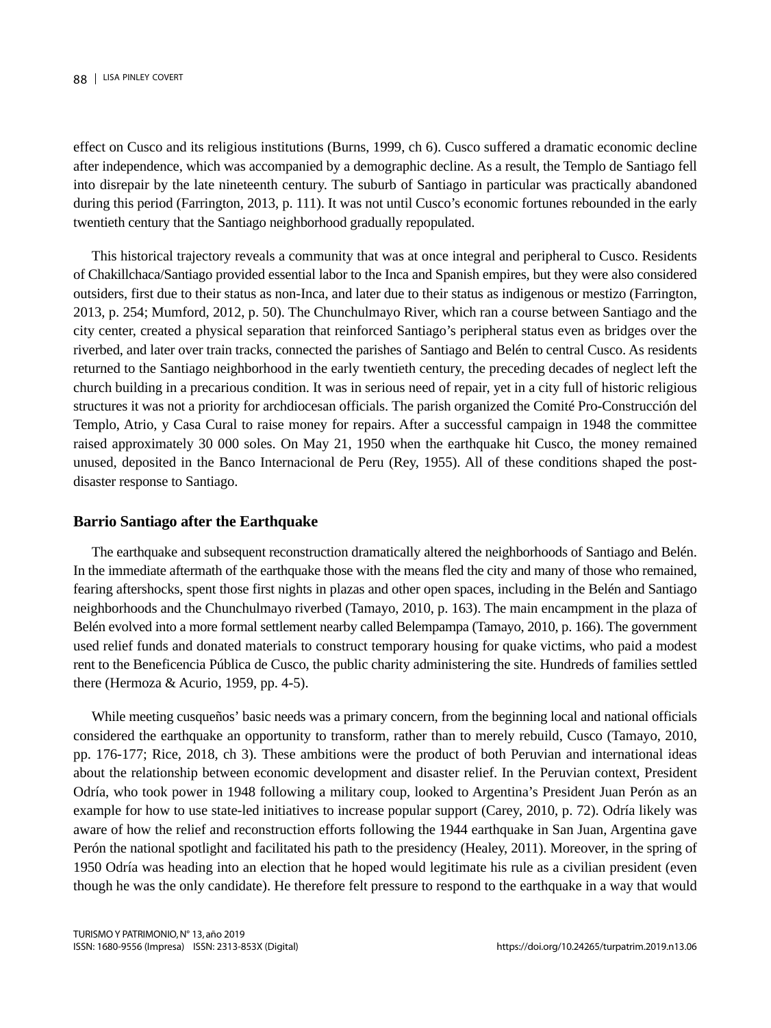effect on Cusco and its religious institutions (Burns, 1999, ch 6). Cusco suffered a dramatic economic decline after independence, which was accompanied by a demographic decline. As a result, the Templo de Santiago fell into disrepair by the late nineteenth century. The suburb of Santiago in particular was practically abandoned during this period (Farrington, 2013, p. 111). It was not until Cusco's economic fortunes rebounded in the early twentieth century that the Santiago neighborhood gradually repopulated.

This historical trajectory reveals a community that was at once integral and peripheral to Cusco. Residents of Chakillchaca/Santiago provided essential labor to the Inca and Spanish empires, but they were also considered outsiders, first due to their status as non-Inca, and later due to their status as indigenous or mestizo (Farrington, 2013, p. 254; Mumford, 2012, p. 50). The Chunchulmayo River, which ran a course between Santiago and the city center, created a physical separation that reinforced Santiago's peripheral status even as bridges over the riverbed, and later over train tracks, connected the parishes of Santiago and Belén to central Cusco. As residents returned to the Santiago neighborhood in the early twentieth century, the preceding decades of neglect left the church building in a precarious condition. It was in serious need of repair, yet in a city full of historic religious structures it was not a priority for archdiocesan officials. The parish organized the Comité Pro-Construcción del Templo, Atrio, y Casa Cural to raise money for repairs. After a successful campaign in 1948 the committee raised approximately 30 000 soles. On May 21, 1950 when the earthquake hit Cusco, the money remained unused, deposited in the Banco Internacional de Peru (Rey, 1955). All of these conditions shaped the post-disaster response to Santiago.

## Barrio Santiago after the Earthquake

The earthquake and subsequent reconstruction dramatically altered the neighborhoods of Santiago and Belén. In the immediate aftermath of the earthquake those with the means fled the city and many of those who remained, fearing aftershocks, spent those first nights in plazas and other open spaces, including in the Belén and Santiago neighborhoods and the Chunchulmayo riverbed (Tamayo, 2010, p. 163). The main encampment in the plaza of Belén evolved into a more formal settlement nearby called Belempampa (Tamayo, 2010, p. 166). The government used relief funds and donated materials to construct temporary housing for quake victims, who paid a modest rent to the Beneficencia Pública de Cusco, the public charity administering the site. Hundreds of families settled there (Hermoza & Acurio, 1959, pp. 4-5).

While meeting cusqueños' basic needs was a primary concern, from the beginning local and national officials considered the earthquake an opportunity to transform, rather than to merely rebuild, Cusco (Tamayo, 2010, pp. 176-177; Rice, 2018, ch 3). These ambitions were the product of both Peruvian and international ideas about the relationship between economic development and disaster relief. In the Peruvian context, President Odría, who took power in 1948 following a military coup, looked to Argentina's President Juan Perón as an example for how to use state-led initiatives to increase popular support (Carey, 2010, p. 72). Odría likely was aware of how the relief and reconstruction efforts following the 1944 earthquake in San Juan, Argentina gave Perón the national spotlight and facilitated his path to the presidency (Healey, 2011). Moreover, in the spring of 1950 Odría was heading into an election that he hoped would legitimate his rule as a civilian president (even though he was the only candidate). He therefore felt pressure to respond to the earthquake in a way that would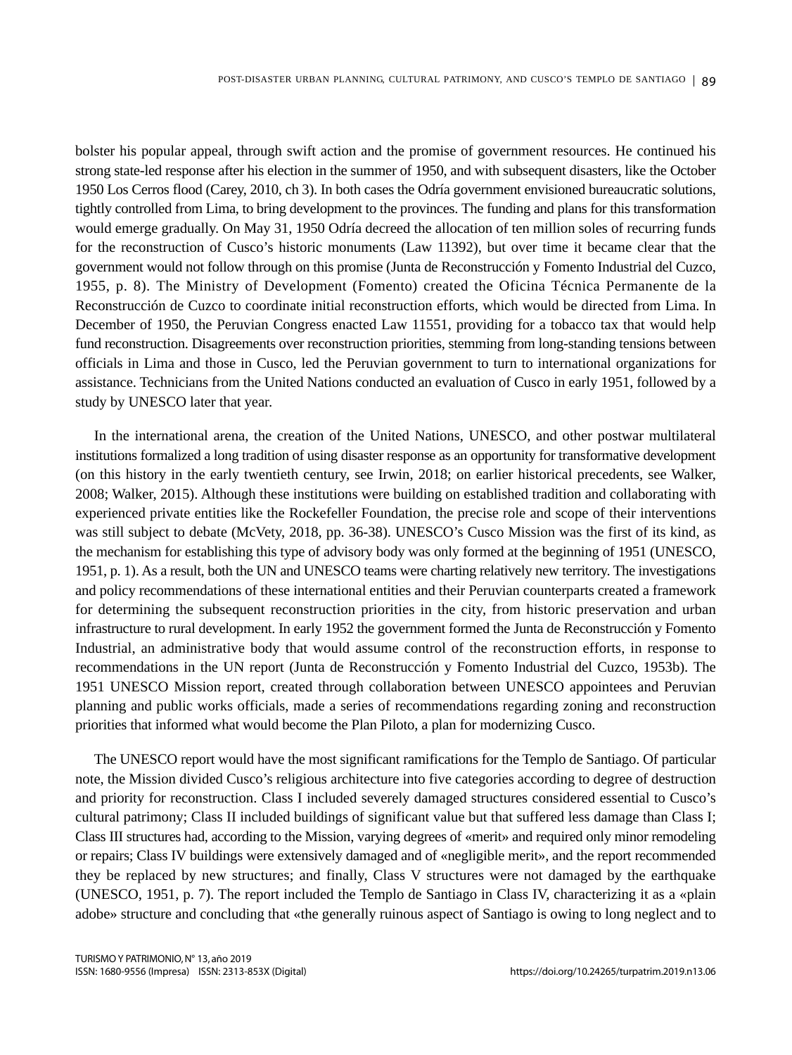bolster his popular appeal, through swift action and the promise of government resources. He continued his strong state-led response after his election in the summer of 1950, and with subsequent disasters, like the October 1950 Los Cerros flood (Carey, 2010, ch 3). In both cases the Odría government envisioned bureaucratic solutions, tightly controlled from Lima, to bring development to the provinces. The funding and plans for this transformation would emerge gradually. On May 31, 1950 Odría decreed the allocation of ten million soles of recurring funds for the reconstruction of Cusco's historic monuments (Law 11392), but over time it became clear that the government would not follow through on this promise (Junta de Reconstrucción y Fomento Industrial del Cuzco, 1955, p. 8). The Ministry of Development (Fomento) created the Oficina Técnica Permanente de la Reconstrucción de Cuzco to coordinate initial reconstruction efforts, which would be directed from Lima. In December of 1950, the Peruvian Congress enacted Law 11551, providing for a tobacco tax that would help fund reconstruction. Disagreements over reconstruction priorities, stemming from long-standing tensions between officials in Lima and those in Cusco, led the Peruvian government to turn to international organizations for assistance. Technicians from the United Nations conducted an evaluation of Cusco in early 1951, followed by a study by UNESCO later that year.

In the international arena, the creation of the United Nations, UNESCO, and other postwar multilateral institutions formalized a long tradition of using disaster response as an opportunity for transformative development (on this history in the early twentieth century, see Irwin, 2018; on earlier historical precedents, see Walker, 2008; Walker, 2015). Although these institutions were building on established tradition and collaborating with experienced private entities like the Rockefeller Foundation, the precise role and scope of their interventions was still subject to debate (McVety, 2018, pp. 36-38). UNESCO's Cusco Mission was the first of its kind, as the mechanism for establishing this type of advisory body was only formed at the beginning of 1951 (UNESCO, 1951, p. 1). As a result, both the UN and UNESCO teams were charting relatively new territory. The investigations and policy recommendations of these international entities and their Peruvian counterparts created a framework for determining the subsequent reconstruction priorities in the city, from historic preservation and urban infrastructure to rural development. In early 1952 the government formed the Junta de Reconstrucción y Fomento Industrial, an administrative body that would assume control of the reconstruction efforts, in response to recommendations in the UN report (Junta de Reconstrucción y Fomento Industrial del Cuzco, 1953b). The 1951 UNESCO Mission report, created through collaboration between UNESCO appointees and Peruvian planning and public works officials, made a series of recommendations regarding zoning and reconstruction priorities that informed what would become the Plan Piloto, a plan for modernizing Cusco.

The UNESCO report would have the most significant ramifications for the Templo de Santiago. Of particular note, the Mission divided Cusco's religious architecture into five categories according to degree of destruction and priority for reconstruction. Class I included severely damaged structures considered essential to Cusco's cultural patrimony; Class II included buildings of significant value but that suffered less damage than Class I; Class III structures had, according to the Mission, varying degrees of «merit» and required only minor remodeling or repairs; Class IV buildings were extensively damaged and of «negligible merit», and the report recommended they be replaced by new structures; and finally, Class V structures were not damaged by the earthquake (UNESCO, 1951, p. 7). The report included the Templo de Santiago in Class IV, characterizing it as a «plain adobe» structure and concluding that «the generally ruinous aspect of Santiago is owing to long neglect and to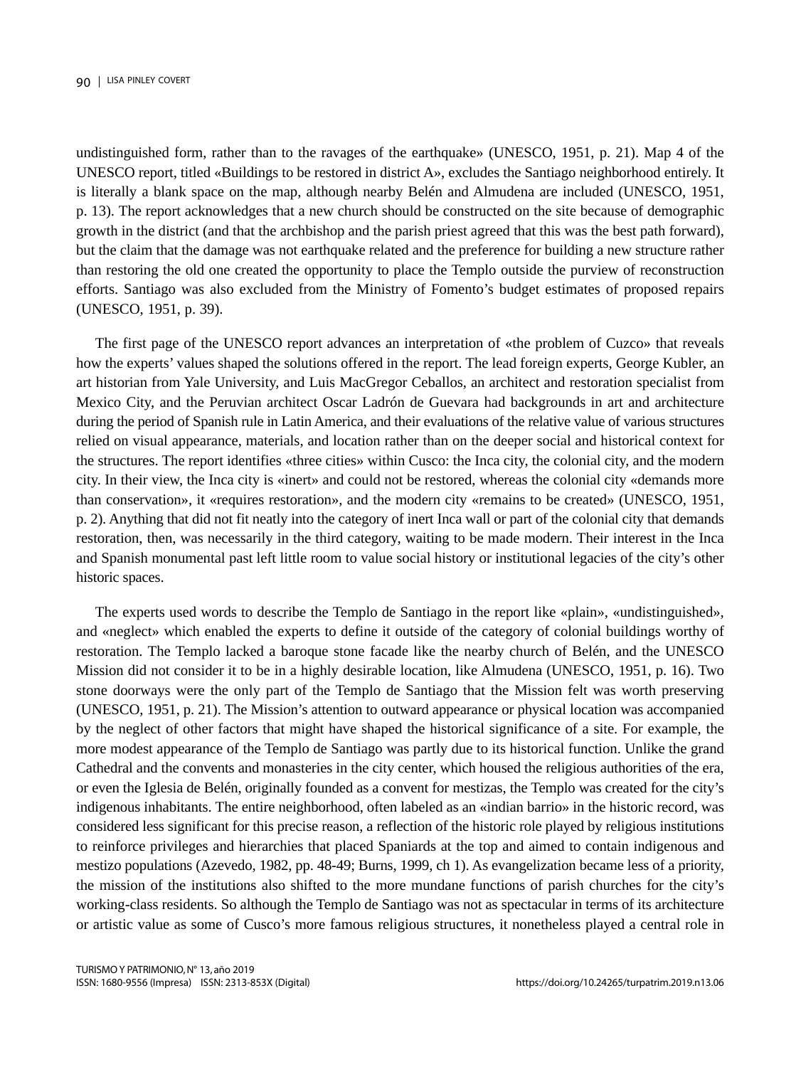undistinguished form, rather than to the ravages of the earthquake» (UNESCO, 1951, p. 21). Map 4 of the UNESCO report, titled «Buildings to be restored in district A», excludes the Santiago neighborhood entirely. It is literally a blank space on the map, although nearby Belén and Almudena are included (UNESCO, 1951, p. 13). The report acknowledges that a new church should be constructed on the site because of demographic growth in the district (and that the archbishop and the parish priest agreed that this was the best path forward), but the claim that the damage was not earthquake related and the preference for building a new structure rather than restoring the old one created the opportunity to place the Templo outside the purview of reconstruction efforts. Santiago was also excluded from the Ministry of Fomento's budget estimates of proposed repairs (UNESCO, 1951, p. 39).

The first page of the UNESCO report advances an interpretation of «the problem of Cuzco» that reveals how the experts' values shaped the solutions offered in the report. The lead foreign experts, George Kubler, an art historian from Yale University, and Luis MacGregor Ceballos, an architect and restoration specialist from Mexico City, and the Peruvian architect Oscar Ladrón de Guevara had backgrounds in art and architecture during the period of Spanish rule in Latin America, and their evaluations of the relative value of various structures relied on visual appearance, materials, and location rather than on the deeper social and historical context for the structures. The report identifies «three cities» within Cusco: the Inca city, the colonial city, and the modern city. In their view, the Inca city is «inert» and could not be restored, whereas the colonial city «demands more than conservation», it «requires restoration», and the modern city «remains to be created» (UNESCO, 1951, p. 2). Anything that did not fit neatly into the category of inert Inca wall or part of the colonial city that demands restoration, then, was necessarily in the third category, waiting to be made modern. Their interest in the Inca and Spanish monumental past left little room to value social history or institutional legacies of the city's other historic spaces.

The experts used words to describe the Templo de Santiago in the report like «plain», «undistinguished», and «neglect» which enabled the experts to define it outside of the category of colonial buildings worthy of restoration. The Templo lacked a baroque stone facade like the nearby church of Belén, and the UNESCO Mission did not consider it to be in a highly desirable location, like Almudena (UNESCO, 1951, p. 16). Two stone doorways were the only part of the Templo de Santiago that the Mission felt was worth preserving (UNESCO, 1951, p. 21). The Mission's attention to outward appearance or physical location was accompanied by the neglect of other factors that might have shaped the historical significance of a site. For example, the more modest appearance of the Templo de Santiago was partly due to its historical function. Unlike the grand Cathedral and the convents and monasteries in the city center, which housed the religious authorities of the era, or even the Iglesia de Belén, originally founded as a convent for mestizas, the Templo was created for the city's indigenous inhabitants. The entire neighborhood, often labeled as an «indian barrio» in the historic record, was considered less significant for this precise reason, a reflection of the historic role played by religious institutions to reinforce privileges and hierarchies that placed Spaniards at the top and aimed to contain indigenous and mestizo populations (Azevedo, 1982, pp. 48-49; Burns, 1999, ch 1). As evangelization became less of a priority, the mission of the institutions also shifted to the more mundane functions of parish churches for the city's working-class residents. So although the Templo de Santiago was not as spectacular in terms of its architecture or artistic value as some of Cusco's more famous religious structures, it nonetheless played a central role in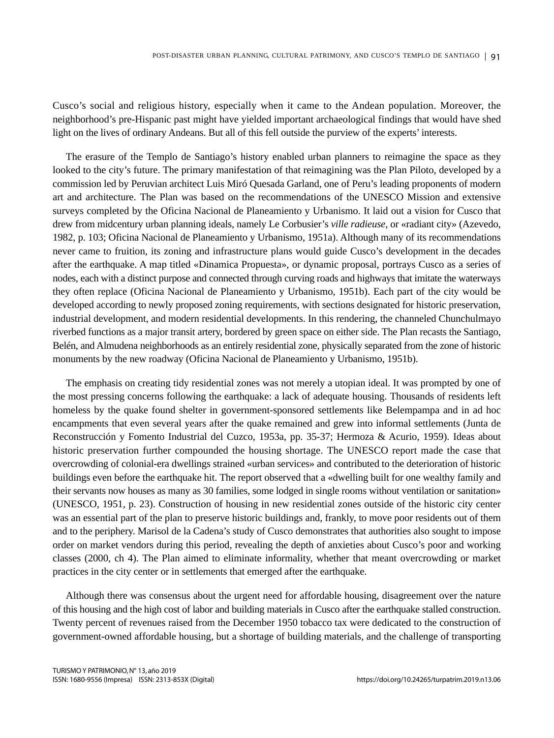Cusco's social and religious history, especially when it came to the Andean population. Moreover, the neighborhood's pre-Hispanic past might have yielded important archaeological findings that would have shed light on the lives of ordinary Andeans. But all of this fell outside the purview of the experts' interests.

The erasure of the Templo de Santiago's history enabled urban planners to reimagine the space as they looked to the city's future. The primary manifestation of that reimagining was the Plan Piloto, developed by a commission led by Peruvian architect Luis Miró Quesada Garland, one of Peru's leading proponents of modern art and architecture. The Plan was based on the recommendations of the UNESCO Mission and extensive surveys completed by the Oficina Nacional de Planeamiento y Urbanismo. It laid out a vision for Cusco that drew from midcentury urban planning ideals, namely Le Corbusier's *ville radieuse*, or «radiant city» (Azevedo, 1982, p. 103; Oficina Nacional de Planeamiento y Urbanismo, 1951a). Although many of its recommendations never came to fruition, its zoning and infrastructure plans would guide Cusco's development in the decades after the earthquake. A map titled «Dinamica Propuesta», or dynamic proposal, portrays Cusco as a series of nodes, each with a distinct purpose and connected through curving roads and highways that imitate the waterways they often replace (Oficina Nacional de Planeamiento y Urbanismo, 1951b). Each part of the city would be developed according to newly proposed zoning requirements, with sections designated for historic preservation, industrial development, and modern residential developments. In this rendering, the channeled Chunchulmayo riverbed functions as a major transit artery, bordered by green space on either side. The Plan recasts the Santiago, Belén, and Almudena neighborhoods as an entirely residential zone, physically separated from the zone of historic monuments by the new roadway (Oficina Nacional de Planeamiento y Urbanismo, 1951b).

The emphasis on creating tidy residential zones was not merely a utopian ideal. It was prompted by one of the most pressing concerns following the earthquake: a lack of adequate housing. Thousands of residents left homeless by the quake found shelter in government-sponsored settlements like Belempampa and in ad hoc encampments that even several years after the quake remained and grew into informal settlements (Junta de Reconstrucción y Fomento Industrial del Cuzco, 1953a, pp. 35-37; Hermoza & Acurio, 1959). Ideas about historic preservation further compounded the housing shortage. The UNESCO report made the case that overcrowding of colonial-era dwellings strained «urban services» and contributed to the deterioration of historic buildings even before the earthquake hit. The report observed that a «dwelling built for one wealthy family and their servants now houses as many as 30 families, some lodged in single rooms without ventilation or sanitation» (UNESCO, 1951, p. 23). Construction of housing in new residential zones outside of the historic city center was an essential part of the plan to preserve historic buildings and, frankly, to move poor residents out of them and to the periphery. Marisol de la Cadena's study of Cusco demonstrates that authorities also sought to impose order on market vendors during this period, revealing the depth of anxieties about Cusco's poor and working classes (2000, ch 4). The Plan aimed to eliminate informality, whether that meant overcrowding or market practices in the city center or in settlements that emerged after the earthquake.

Although there was consensus about the urgent need for affordable housing, disagreement over the nature of this housing and the high cost of labor and building materials in Cusco after the earthquake stalled construction. Twenty percent of revenues raised from the December 1950 tobacco tax were dedicated to the construction of government-owned affordable housing, but a shortage of building materials, and the challenge of transporting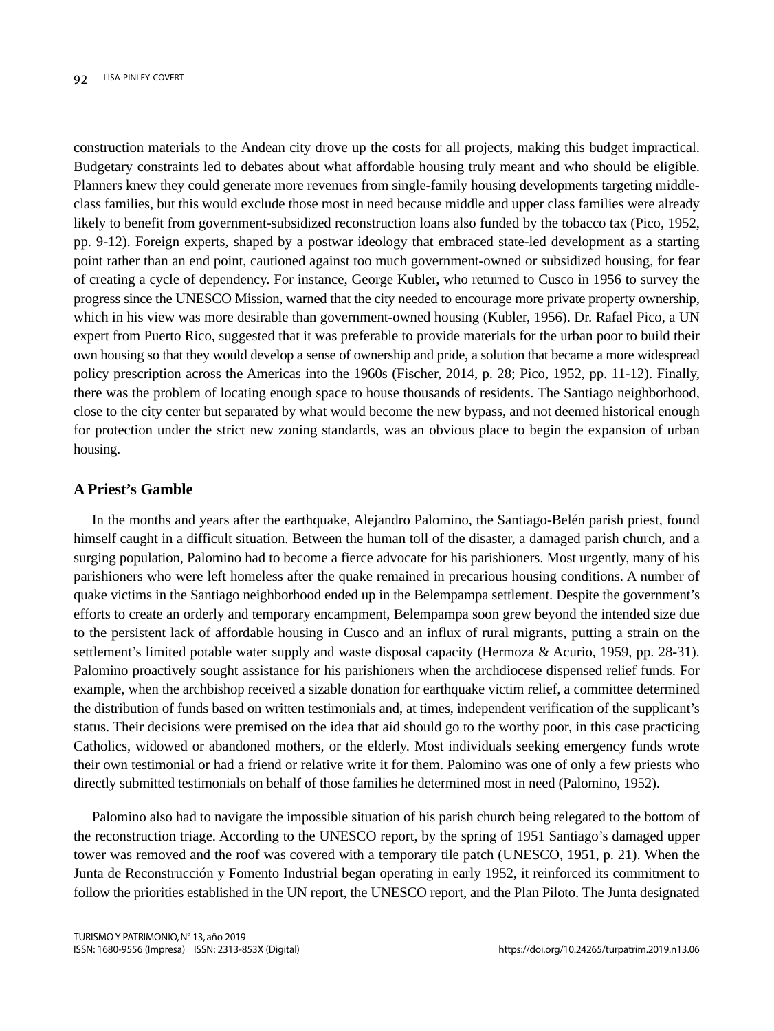construction materials to the Andean city drove up the costs for all projects, making this budget impractical. Budgetary constraints led to debates about what affordable housing truly meant and who should be eligible. Planners knew they could generate more revenues from single-family housing developments targeting middle-class families, but this would exclude those most in need because middle and upper class families were already likely to benefit from government-subsidized reconstruction loans also funded by the tobacco tax (Pico, 1952, pp. 9-12). Foreign experts, shaped by a postwar ideology that embraced state-led development as a starting point rather than an end point, cautioned against too much government-owned or subsidized housing, for fear of creating a cycle of dependency. For instance, George Kubler, who returned to Cusco in 1956 to survey the progress since the UNESCO Mission, warned that the city needed to encourage more private property ownership, which in his view was more desirable than government-owned housing (Kubler, 1956). Dr. Rafael Pico, a UN expert from Puerto Rico, suggested that it was preferable to provide materials for the urban poor to build their own housing so that they would develop a sense of ownership and pride, a solution that became a more widespread policy prescription across the Americas into the 1960s (Fischer, 2014, p. 28; Pico, 1952, pp. 11-12). Finally, there was the problem of locating enough space to house thousands of residents. The Santiago neighborhood, close to the city center but separated by what would become the new bypass, and not deemed historical enough for protection under the strict new zoning standards, was an obvious place to begin the expansion of urban housing.

## A Priest's Gamble

In the months and years after the earthquake, Alejandro Palomino, the Santiago-Belén parish priest, found himself caught in a difficult situation. Between the human toll of the disaster, a damaged parish church, and a surging population, Palomino had to become a fierce advocate for his parishioners. Most urgently, many of his parishioners who were left homeless after the quake remained in precarious housing conditions. A number of quake victims in the Santiago neighborhood ended up in the Belempampa settlement. Despite the government's efforts to create an orderly and temporary encampment, Belempampa soon grew beyond the intended size due to the persistent lack of affordable housing in Cusco and an influx of rural migrants, putting a strain on the settlement's limited potable water supply and waste disposal capacity (Hermoza & Acurio, 1959, pp. 28-31). Palomino proactively sought assistance for his parishioners when the archdiocese dispensed relief funds. For example, when the archbishop received a sizable donation for earthquake victim relief, a committee determined the distribution of funds based on written testimonials and, at times, independent verification of the supplicant's status. Their decisions were premised on the idea that aid should go to the worthy poor, in this case practicing Catholics, widowed or abandoned mothers, or the elderly. Most individuals seeking emergency funds wrote their own testimonial or had a friend or relative write it for them. Palomino was one of only a few priests who directly submitted testimonials on behalf of those families he determined most in need (Palomino, 1952).

Palomino also had to navigate the impossible situation of his parish church being relegated to the bottom of the reconstruction triage. According to the UNESCO report, by the spring of 1951 Santiago's damaged upper tower was removed and the roof was covered with a temporary tile patch (UNESCO, 1951, p. 21). When the Junta de Reconstrucción y Fomento Industrial began operating in early 1952, it reinforced its commitment to follow the priorities established in the UN report, the UNESCO report, and the Plan Piloto. The Junta designated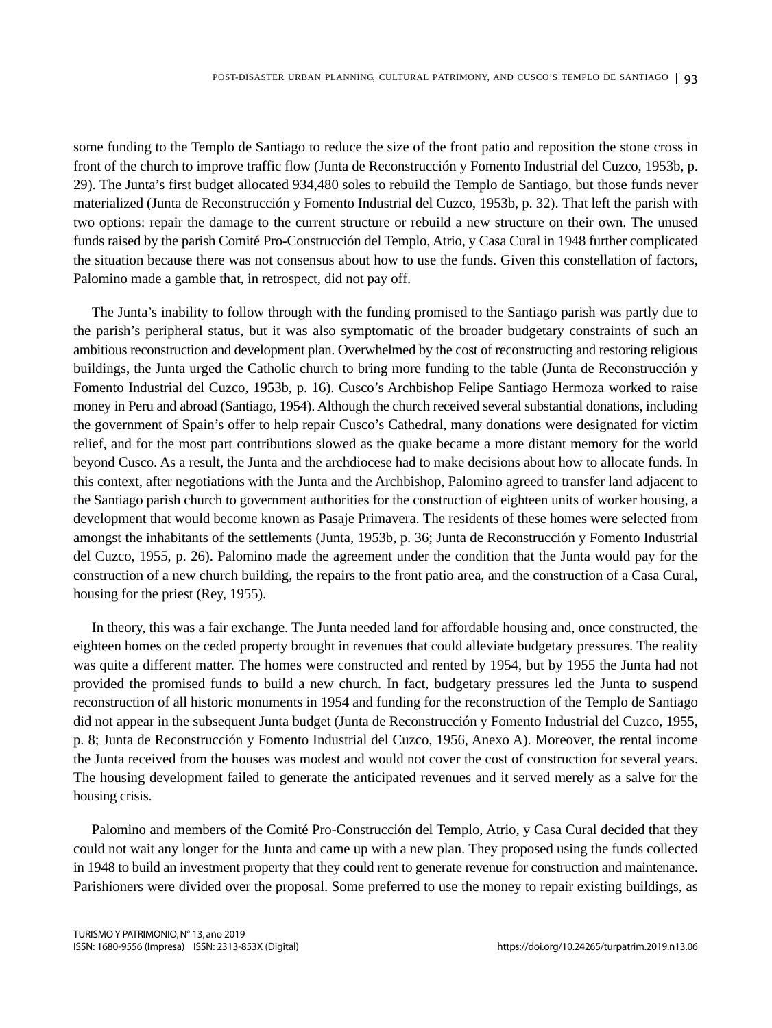some funding to the Templo de Santiago to reduce the size of the front patio and reposition the stone cross in front of the church to improve traffic flow (Junta de Reconstrucción y Fomento Industrial del Cuzco, 1953b, p. 29). The Junta's first budget allocated 934,480 soles to rebuild the Templo de Santiago, but those funds never materialized (Junta de Reconstrucción y Fomento Industrial del Cuzco, 1953b, p. 32). That left the parish with two options: repair the damage to the current structure or rebuild a new structure on their own. The unused funds raised by the parish Comité Pro-Construcción del Templo, Atrio, y Casa Cural in 1948 further complicated the situation because there was not consensus about how to use the funds. Given this constellation of factors, Palomino made a gamble that, in retrospect, did not pay off.

The Junta's inability to follow through with the funding promised to the Santiago parish was partly due to the parish's peripheral status, but it was also symptomatic of the broader budgetary constraints of such an ambitious reconstruction and development plan. Overwhelmed by the cost of reconstructing and restoring religious buildings, the Junta urged the Catholic church to bring more funding to the table (Junta de Reconstrucción y Fomento Industrial del Cuzco, 1953b, p. 16). Cusco's Archbishop Felipe Santiago Hermoza worked to raise money in Peru and abroad (Santiago, 1954). Although the church received several substantial donations, including the government of Spain's offer to help repair Cusco's Cathedral, many donations were designated for victim relief, and for the most part contributions slowed as the quake became a more distant memory for the world beyond Cusco. As a result, the Junta and the archdiocese had to make decisions about how to allocate funds. In this context, after negotiations with the Junta and the Archbishop, Palomino agreed to transfer land adjacent to the Santiago parish church to government authorities for the construction of eighteen units of worker housing, a development that would become known as Pasaje Primavera. The residents of these homes were selected from amongst the inhabitants of the settlements (Junta, 1953b, p. 36; Junta de Reconstrucción y Fomento Industrial del Cuzco, 1955, p. 26). Palomino made the agreement under the condition that the Junta would pay for the construction of a new church building, the repairs to the front patio area, and the construction of a Casa Cural, housing for the priest (Rey, 1955).

In theory, this was a fair exchange. The Junta needed land for affordable housing and, once constructed, the eighteen homes on the ceded property brought in revenues that could alleviate budgetary pressures. The reality was quite a different matter. The homes were constructed and rented by 1954, but by 1955 the Junta had not provided the promised funds to build a new church. In fact, budgetary pressures led the Junta to suspend reconstruction of all historic monuments in 1954 and funding for the reconstruction of the Templo de Santiago did not appear in the subsequent Junta budget (Junta de Reconstrucción y Fomento Industrial del Cuzco, 1955, p. 8; Junta de Reconstrucción y Fomento Industrial del Cuzco, 1956, Anexo A). Moreover, the rental income the Junta received from the houses was modest and would not cover the cost of construction for several years. The housing development failed to generate the anticipated revenues and it served merely as a salve for the housing crisis.

Palomino and members of the Comité Pro-Construcción del Templo, Atrio, y Casa Cural decided that they could not wait any longer for the Junta and came up with a new plan. They proposed using the funds collected in 1948 to build an investment property that they could rent to generate revenue for construction and maintenance. Parishioners were divided over the proposal. Some preferred to use the money to repair existing buildings, as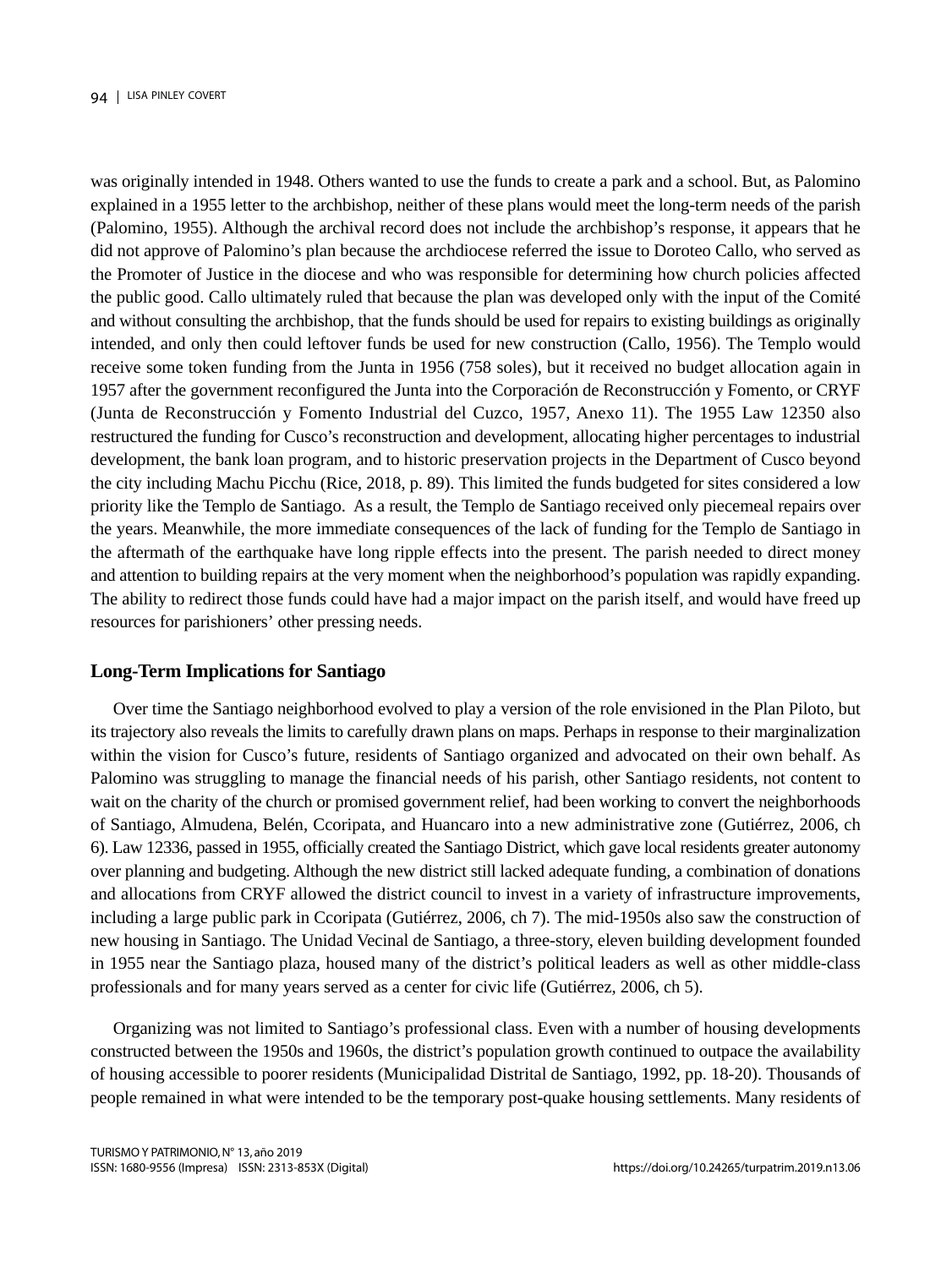was originally intended in 1948. Others wanted to use the funds to create a park and a school. But, as Palomino explained in a 1955 letter to the archbishop, neither of these plans would meet the long-term needs of the parish (Palomino, 1955). Although the archival record does not include the archbishop's response, it appears that he did not approve of Palomino's plan because the archdiocese referred the issue to Doroteo Callo, who served as the Promoter of Justice in the diocese and who was responsible for determining how church policies affected the public good. Callo ultimately ruled that because the plan was developed only with the input of the Comité and without consulting the archbishop, that the funds should be used for repairs to existing buildings as originally intended, and only then could leftover funds be used for new construction (Callo, 1956). The Templo would receive some token funding from the Junta in 1956 (758 soles), but it received no budget allocation again in 1957 after the government reconfigured the Junta into the Corporación de Reconstrucción y Fomento, or CRYF (Junta de Reconstrucción y Fomento Industrial del Cuzco, 1957, Anexo 11). The 1955 Law 12350 also restructured the funding for Cusco's reconstruction and development, allocating higher percentages to industrial development, the bank loan program, and to historic preservation projects in the Department of Cusco beyond the city including Machu Picchu (Rice, 2018, p. 89). This limited the funds budgeted for sites considered a low priority like the Templo de Santiago. As a result, the Templo de Santiago received only piecemeal repairs over the years. Meanwhile, the more immediate consequences of the lack of funding for the Templo de Santiago in the aftermath of the earthquake have long ripple effects into the present. The parish needed to direct money and attention to building repairs at the very moment when the neighborhood's population was rapidly expanding. The ability to redirect those funds could have had a major impact on the parish itself, and would have freed up resources for parishioners' other pressing needs.

## Long-Term Implications for Santiago

Over time the Santiago neighborhood evolved to play a version of the role envisioned in the Plan Piloto, but its trajectory also reveals the limits to carefully drawn plans on maps. Perhaps in response to their marginalization within the vision for Cusco's future, residents of Santiago organized and advocated on their own behalf. As Palomino was struggling to manage the financial needs of his parish, other Santiago residents, not content to wait on the charity of the church or promised government relief, had been working to convert the neighborhoods of Santiago, Almudena, Belén, Ccoripata, and Huancaro into a new administrative zone (Gutiérrez, 2006, ch 6). Law 12336, passed in 1955, officially created the Santiago District, which gave local residents greater autonomy over planning and budgeting. Although the new district still lacked adequate funding, a combination of donations and allocations from CRYF allowed the district council to invest in a variety of infrastructure improvements, including a large public park in Ccoripata (Gutiérrez, 2006, ch 7). The mid-1950s also saw the construction of new housing in Santiago. The Unidad Vecinal de Santiago, a three-story, eleven building development founded in 1955 near the Santiago plaza, housed many of the district's political leaders as well as other middle-class professionals and for many years served as a center for civic life (Gutiérrez, 2006, ch 5).

Organizing was not limited to Santiago's professional class. Even with a number of housing developments constructed between the 1950s and 1960s, the district's population growth continued to outpace the availability of housing accessible to poorer residents (Municipalidad Distrital de Santiago, 1992, pp. 18-20). Thousands of people remained in what were intended to be the temporary post-quake housing settlements. Many residents of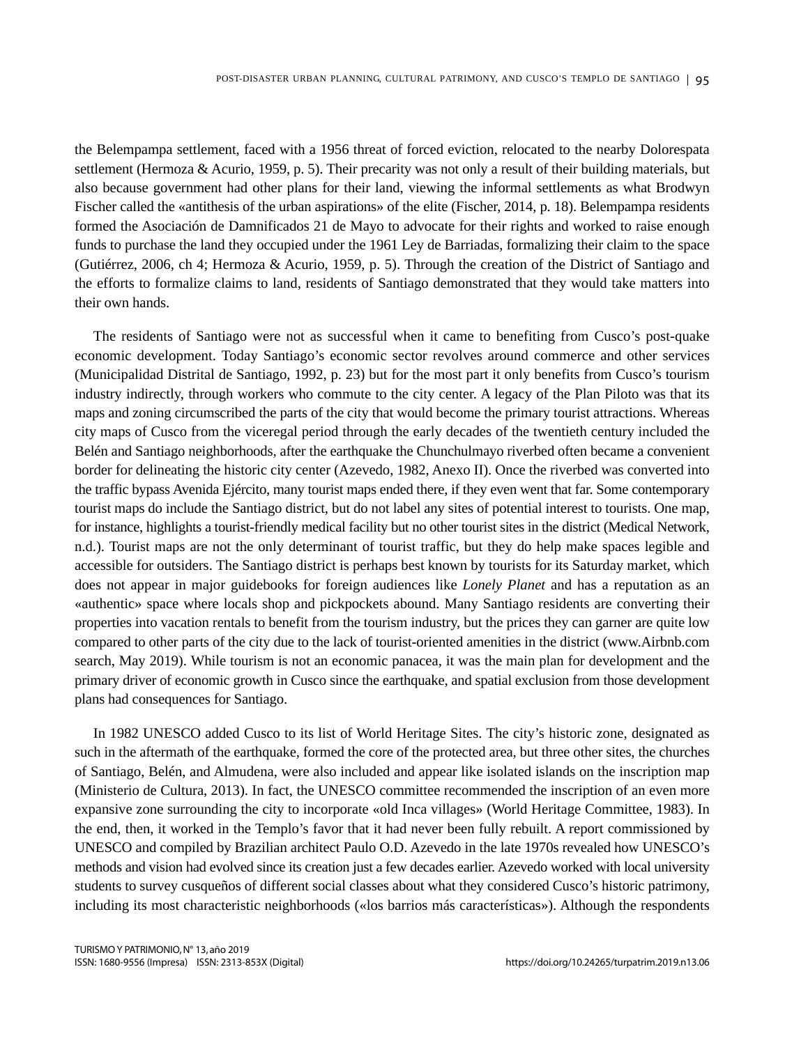the Belempampa settlement, faced with a 1956 threat of forced eviction, relocated to the nearby Dolorespata settlement (Hermoza & Acurio, 1959, p. 5). Their precarity was not only a result of their building materials, but also because government had other plans for their land, viewing the informal settlements as what Brodwyn Fischer called the «antithesis of the urban aspirations» of the elite (Fischer, 2014, p. 18). Belempampa residents formed the Asociación de Damnificados 21 de Mayo to advocate for their rights and worked to raise enough funds to purchase the land they occupied under the 1961 Ley de Barriadas, formalizing their claim to the space (Gutiérrez, 2006, ch 4; Hermoza & Acurio, 1959, p. 5). Through the creation of the District of Santiago and the efforts to formalize claims to land, residents of Santiago demonstrated that they would take matters into their own hands.

The residents of Santiago were not as successful when it came to benefiting from Cusco's post-quake economic development. Today Santiago's economic sector revolves around commerce and other services (Municipalidad Distrital de Santiago, 1992, p. 23) but for the most part it only benefits from Cusco's tourism industry indirectly, through workers who commute to the city center. A legacy of the Plan Piloto was that its maps and zoning circumscribed the parts of the city that would become the primary tourist attractions. Whereas city maps of Cusco from the viceregal period through the early decades of the twentieth century included the Belén and Santiago neighborhoods, after the earthquake the Chunchulmayo riverbed often became a convenient border for delineating the historic city center (Azevedo, 1982, Anexo II). Once the riverbed was converted into the traffic bypass Avenida Ejército, many tourist maps ended there, if they even went that far. Some contemporary tourist maps do include the Santiago district, but do not label any sites of potential interest to tourists. One map, for instance, highlights a tourist-friendly medical facility but no other tourist sites in the district (Medical Network, n.d.). Tourist maps are not the only determinant of tourist traffic, but they do help make spaces legible and accessible for outsiders. The Santiago district is perhaps best known by tourists for its Saturday market, which does not appear in major guidebooks for foreign audiences like *Lonely Planet* and has a reputation as an «authentic» space where locals shop and pickpockets abound. Many Santiago residents are converting their properties into vacation rentals to benefit from the tourism industry, but the prices they can garner are quite low compared to other parts of the city due to the lack of tourist-oriented amenities in the district (www.Airbnb.com search, May 2019). While tourism is not an economic panacea, it was the main plan for development and the primary driver of economic growth in Cusco since the earthquake, and spatial exclusion from those development plans had consequences for Santiago.

In 1982 UNESCO added Cusco to its list of World Heritage Sites. The city's historic zone, designated as such in the aftermath of the earthquake, formed the core of the protected area, but three other sites, the churches of Santiago, Belén, and Almudena, were also included and appear like isolated islands on the inscription map (Ministerio de Cultura, 2013). In fact, the UNESCO committee recommended the inscription of an even more expansive zone surrounding the city to incorporate «old Inca villages» (World Heritage Committee, 1983). In the end, then, it worked in the Templo's favor that it had never been fully rebuilt. A report commissioned by UNESCO and compiled by Brazilian architect Paulo O.D. Azevedo in the late 1970s revealed how UNESCO's methods and vision had evolved since its creation just a few decades earlier. Azevedo worked with local university students to survey cusqueños of different social classes about what they considered Cusco's historic patrimony, including its most characteristic neighborhoods («los barrios más características»). Although the respondents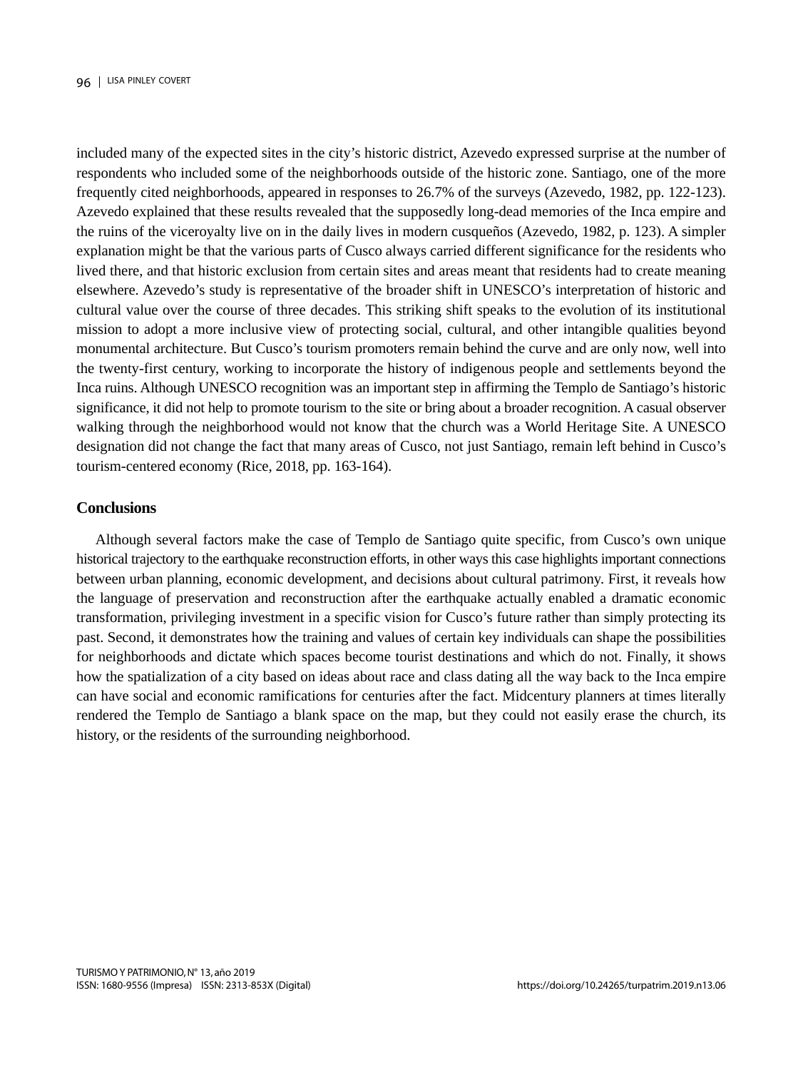included many of the expected sites in the city's historic district, Azevedo expressed surprise at the number of respondents who included some of the neighborhoods outside of the historic zone. Santiago, one of the more frequently cited neighborhoods, appeared in responses to 26.7% of the surveys (Azevedo, 1982, pp. 122-123). Azevedo explained that these results revealed that the supposedly long-dead memories of the Inca empire and the ruins of the viceroyalty live on in the daily lives in modern cusqueños (Azevedo, 1982, p. 123). A simpler explanation might be that the various parts of Cusco always carried different significance for the residents who lived there, and that historic exclusion from certain sites and areas meant that residents had to create meaning elsewhere. Azevedo's study is representative of the broader shift in UNESCO's interpretation of historic and cultural value over the course of three decades. This striking shift speaks to the evolution of its institutional mission to adopt a more inclusive view of protecting social, cultural, and other intangible qualities beyond monumental architecture. But Cusco's tourism promoters remain behind the curve and are only now, well into the twenty-first century, working to incorporate the history of indigenous people and settlements beyond the Inca ruins. Although UNESCO recognition was an important step in affirming the Templo de Santiago's historic significance, it did not help to promote tourism to the site or bring about a broader recognition. A casual observer walking through the neighborhood would not know that the church was a World Heritage Site. A UNESCO designation did not change the fact that many areas of Cusco, not just Santiago, remain left behind in Cusco's tourism-centered economy (Rice, 2018, pp. 163-164).

## Conclusions

Although several factors make the case of Templo de Santiago quite specific, from Cusco's own unique historical trajectory to the earthquake reconstruction efforts, in other ways this case highlights important connections between urban planning, economic development, and decisions about cultural patrimony. First, it reveals how the language of preservation and reconstruction after the earthquake actually enabled a dramatic economic transformation, privileging investment in a specific vision for Cusco's future rather than simply protecting its past. Second, it demonstrates how the training and values of certain key individuals can shape the possibilities for neighborhoods and dictate which spaces become tourist destinations and which do not. Finally, it shows how the spatialization of a city based on ideas about race and class dating all the way back to the Inca empire can have social and economic ramifications for centuries after the fact. Midcentury planners at times literally rendered the Templo de Santiago a blank space on the map, but they could not easily erase the church, its history, or the residents of the surrounding neighborhood.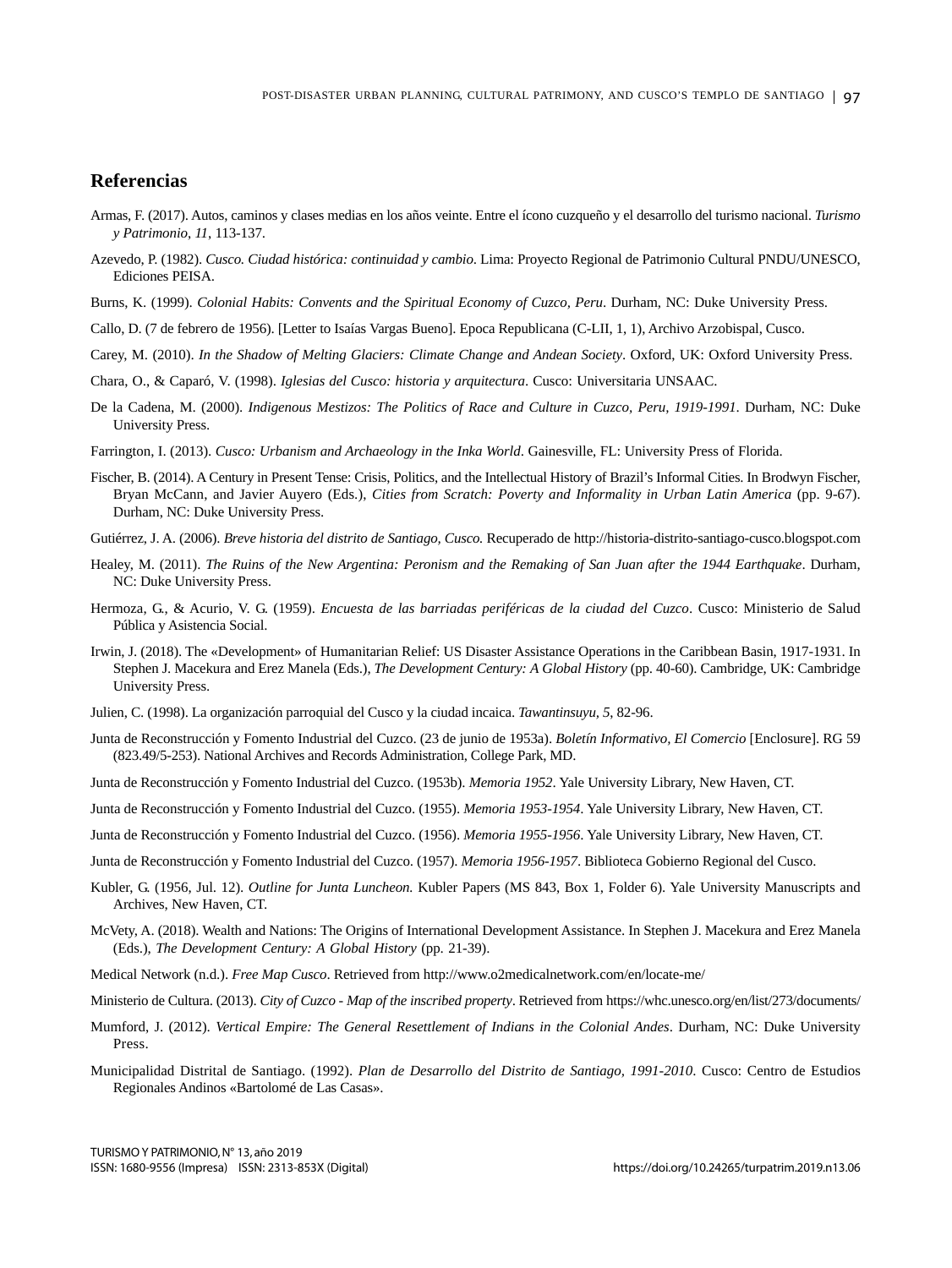## Referencias

Armas, F. (2017). Autos, caminos y clases medias en los años veinte. Entre el ícono cuzqueño y el desarrollo del turismo nacional. *Turismo y Patrimonio*, *11*, 113-137.

Azevedo, P. (1982). *Cusco. Ciudad histórica: continuidad y cambio*. Lima: Proyecto Regional de Patrimonio Cultural PNDU/UNESCO, Ediciones PEISA.

Burns, K. (1999). *Colonial Habits: Convents and the Spiritual Economy of Cuzco, Peru*. Durham, NC: Duke University Press.

Callo, D. (7 de febrero de 1956). [Letter to Isaías Vargas Bueno]. Epoca Republicana (C-LII, 1, 1), Archivo Arzobispal, Cusco.

Carey, M. (2010). *In the Shadow of Melting Glaciers: Climate Change and Andean Society*. Oxford, UK: Oxford University Press.

Chara, O., & Caparó, V. (1998). *Iglesias del Cusco: historia y arquitectura*. Cusco: Universitaria UNSAAC.

De la Cadena, M. (2000). *Indigenous Mestizos: The Politics of Race and Culture in Cuzco, Peru, 1919-1991*. Durham, NC: Duke University Press.

Farrington, I. (2013). *Cusco: Urbanism and Archaeology in the Inka World*. Gainesville, FL: University Press of Florida.

Fischer, B. (2014). A Century in Present Tense: Crisis, Politics, and the Intellectual History of Brazil's Informal Cities. In Brodwyn Fischer, Bryan McCann, and Javier Auyero (Eds.), *Cities from Scratch: Poverty and Informality in Urban Latin America* (pp. 9-67). Durham, NC: Duke University Press.

Gutiérrez, J. A. (2006). *Breve historia del distrito de Santiago, Cusco.* Recuperado de http://historia-distrito-santiago-cusco.blogspot.com

Healey, M. (2011). *The Ruins of the New Argentina: Peronism and the Remaking of San Juan after the 1944 Earthquake*. Durham, NC: Duke University Press.

Hermoza, G., & Acurio, V. G. (1959). *Encuesta de las barriadas periféricas de la ciudad del Cuzco*. Cusco: Ministerio de Salud Pública y Asistencia Social.

Irwin, J. (2018). The «Development» of Humanitarian Relief: US Disaster Assistance Operations in the Caribbean Basin, 1917-1931. In Stephen J. Macekura and Erez Manela (Eds.), *The Development Century: A Global History* (pp. 40-60). Cambridge, UK: Cambridge University Press.

Julien, C. (1998). La organización parroquial del Cusco y la ciudad incaica. *Tawantinsuyu, 5*, 82-96.

Junta de Reconstrucción y Fomento Industrial del Cuzco. (23 de junio de 1953a). *Boletín Informativo, El Comercio* [Enclosure]. RG 59 (823.49/5-253). National Archives and Records Administration, College Park, MD.

Junta de Reconstrucción y Fomento Industrial del Cuzco. (1953b). *Memoria 1952*. Yale University Library, New Haven, CT.

Junta de Reconstrucción y Fomento Industrial del Cuzco. (1955). *Memoria 1953-1954*. Yale University Library, New Haven, CT.

Junta de Reconstrucción y Fomento Industrial del Cuzco. (1956). *Memoria 1955-1956*. Yale University Library, New Haven, CT.

Junta de Reconstrucción y Fomento Industrial del Cuzco. (1957). *Memoria 1956-1957*. Biblioteca Gobierno Regional del Cusco.

Kubler, G. (1956, Jul. 12). *Outline for Junta Luncheon.* Kubler Papers (MS 843, Box 1, Folder 6). Yale University Manuscripts and Archives, New Haven, CT.

McVety, A. (2018). Wealth and Nations: The Origins of International Development Assistance. In Stephen J. Macekura and Erez Manela (Eds.), *The Development Century: A Global History* (pp. 21-39).

Medical Network (n.d.). *Free Map Cusco*. Retrieved from http://www.o2medicalnetwork.com/en/locate-me/

Ministerio de Cultura. (2013). *City of Cuzco - Map of the inscribed property*. Retrieved from https://whc.unesco.org/en/list/273/documents/

Mumford, J. (2012). *Vertical Empire: The General Resettlement of Indians in the Colonial Andes*. Durham, NC: Duke University Press.

Municipalidad Distrital de Santiago. (1992). *Plan de Desarrollo del Distrito de Santiago, 1991-2010*. Cusco: Centro de Estudios Regionales Andinos «Bartolomé de Las Casas».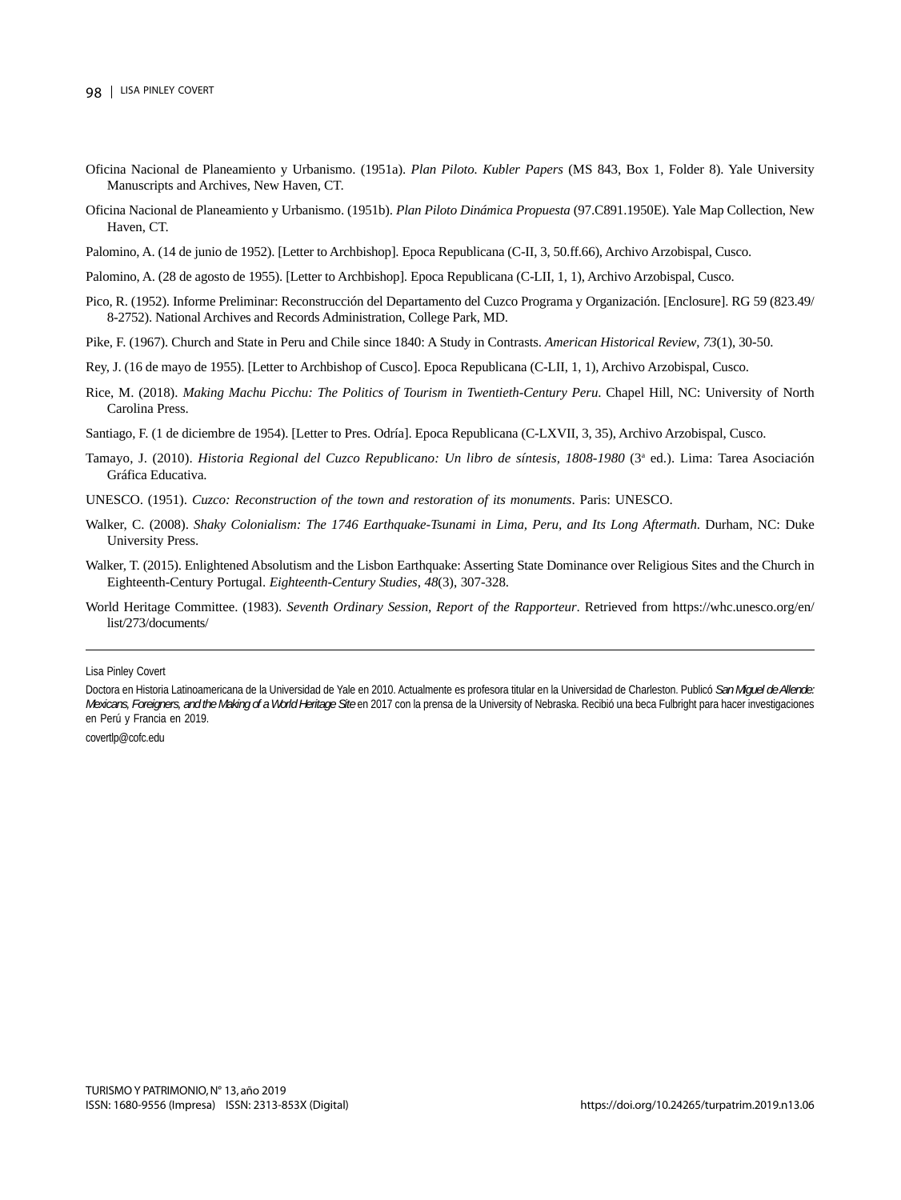Oficina Nacional de Planeamiento y Urbanismo. (1951a). *Plan Piloto. Kubler Papers* (MS 843, Box 1, Folder 8). Yale University Manuscripts and Archives, New Haven, CT.

Oficina Nacional de Planeamiento y Urbanismo. (1951b). *Plan Piloto Dinámica Propuesta* (97.C891.1950E). Yale Map Collection, New Haven, CT.

Palomino, A. (14 de junio de 1952). [Letter to Archbishop]. Epoca Republicana (C-II, 3, 50.ff.66), Archivo Arzobispal, Cusco.

Palomino, A. (28 de agosto de 1955). [Letter to Archbishop]. Epoca Republicana (C-LII, 1, 1), Archivo Arzobispal, Cusco.

Pico, R. (1952). Informe Preliminar: Reconstrucción del Departamento del Cuzco Programa y Organización. [Enclosure]. RG 59 (823.49/8-2752). National Archives and Records Administration, College Park, MD.

Pike, F. (1967). Church and State in Peru and Chile since 1840: A Study in Contrasts. *American Historical Review*, *73*(1), 30-50.

Rey, J. (16 de mayo de 1955). [Letter to Archbishop of Cusco]. Epoca Republicana (C-LII, 1, 1), Archivo Arzobispal, Cusco.

Rice, M. (2018). *Making Machu Picchu: The Politics of Tourism in Twentieth-Century Peru*. Chapel Hill, NC: University of North Carolina Press.

Santiago, F. (1 de diciembre de 1954). [Letter to Pres. Odría]. Epoca Republicana (C-LXVII, 3, 35), Archivo Arzobispal, Cusco.

Tamayo, J. (2010). *Historia Regional del Cuzco Republicano: Un libro de síntesis, 1808-1980* (3ª ed.). Lima: Tarea Asociación Gráfica Educativa.

UNESCO. (1951). *Cuzco: Reconstruction of the town and restoration of its monuments*. Paris: UNESCO.

Walker, C. (2008). *Shaky Colonialism: The 1746 Earthquake-Tsunami in Lima, Peru, and Its Long Aftermath*. Durham, NC: Duke University Press.

Walker, T. (2015). Enlightened Absolutism and the Lisbon Earthquake: Asserting State Dominance over Religious Sites and the Church in Eighteenth-Century Portugal. *Eighteenth-Century Studies*, *48*(3), 307-328.

World Heritage Committee. (1983). *Seventh Ordinary Session, Report of the Rapporteur*. Retrieved from https://whc.unesco.org/en/list/273/documents/

---

Lisa Pinley Covert

Doctora en Historia Latinoamericana de la Universidad de Yale en 2010. Actualmente es profesora titular en la Universidad de Charleston. Publicó *San Miguel de Allende: Mexicans, Foreigners, and the Making of a World Heritage Site* en 2017 con la prensa de la University of Nebraska. Recibió una beca Fulbright para hacer investigaciones en Perú y Francia en 2019.

covertlp@cofc.edu